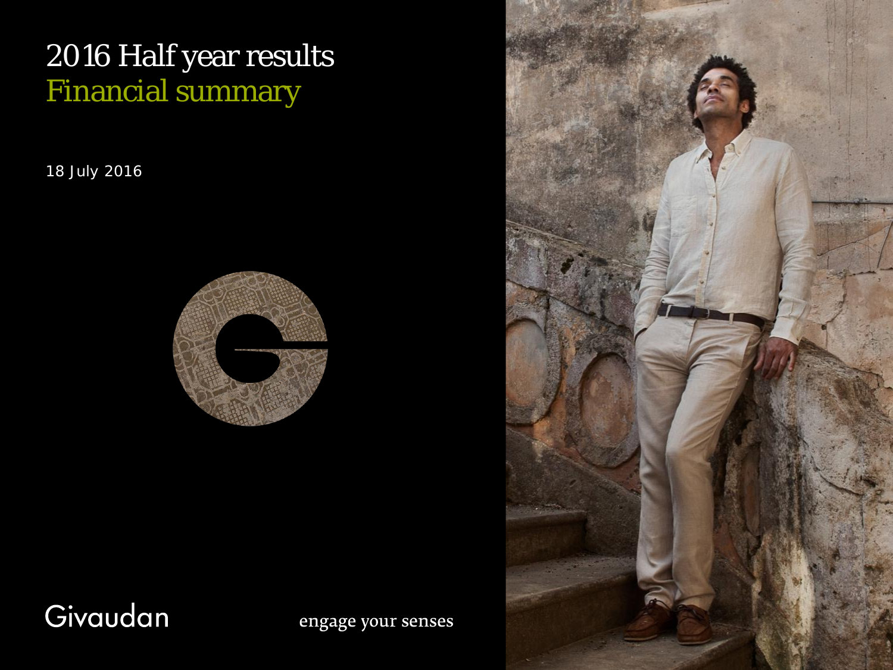# 2016 Half year results

## Financial summary

18 July 2016

Givaudan

engage your senses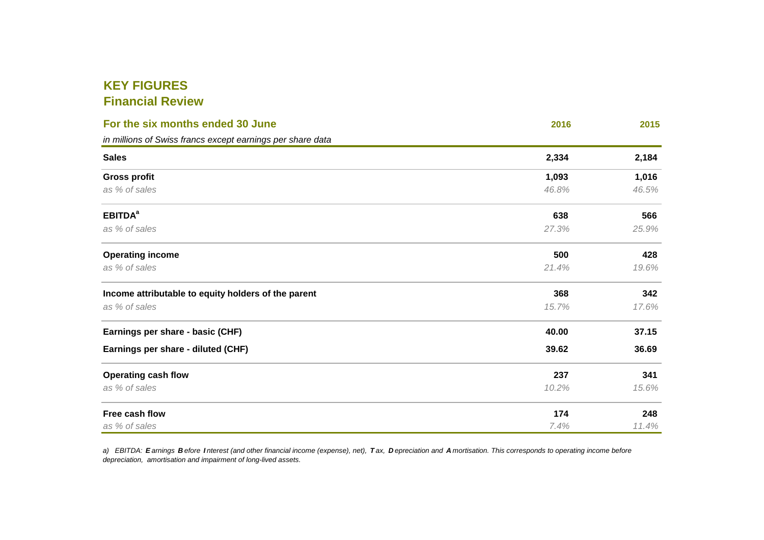# KEY FIGURES

## Financial Review

| For the six months ended 30 June | 2016 | 2015 |
|---|---|---|
| *in millions of Swiss francs except earnings per share data* | | |
| **Sales** | **2,334** | **2,184** |
| **Gross profit** | **1,093** | **1,016** |
| *as % of sales* | *46.8%* | *46.5%* |
| **EBITDA**[a] | **638** | **566** |
| *as % of sales* | *27.3%* | *25.9%* |
| **Operating income** | **500** | **428** |
| *as % of sales* | *21.4%* | *19.6%* |
| **Income attributable to equity holders of the parent** | **368** | **342** |
| *as % of sales* | *15.7%* | *17.6%* |
| **Earnings per share - basic (CHF)** | **40.00** | **37.15** |
| **Earnings per share - diluted (CHF)** | **39.62** | **36.69** |
| **Operating cash flow** | **237** | **341** |
| *as % of sales* | *10.2%* | *15.6%* |
| **Free cash flow** | **174** | **248** |
| *as % of sales* | *7.4%* | *11.4%* |

*a) EBITDA: **E**arnings **B**efore **I**nterest (and other financial income (expense), net), **T**ax, **D**epreciation and **A**mortisation. This corresponds to operating income before depreciation, amortisation and impairment of long-lived assets.*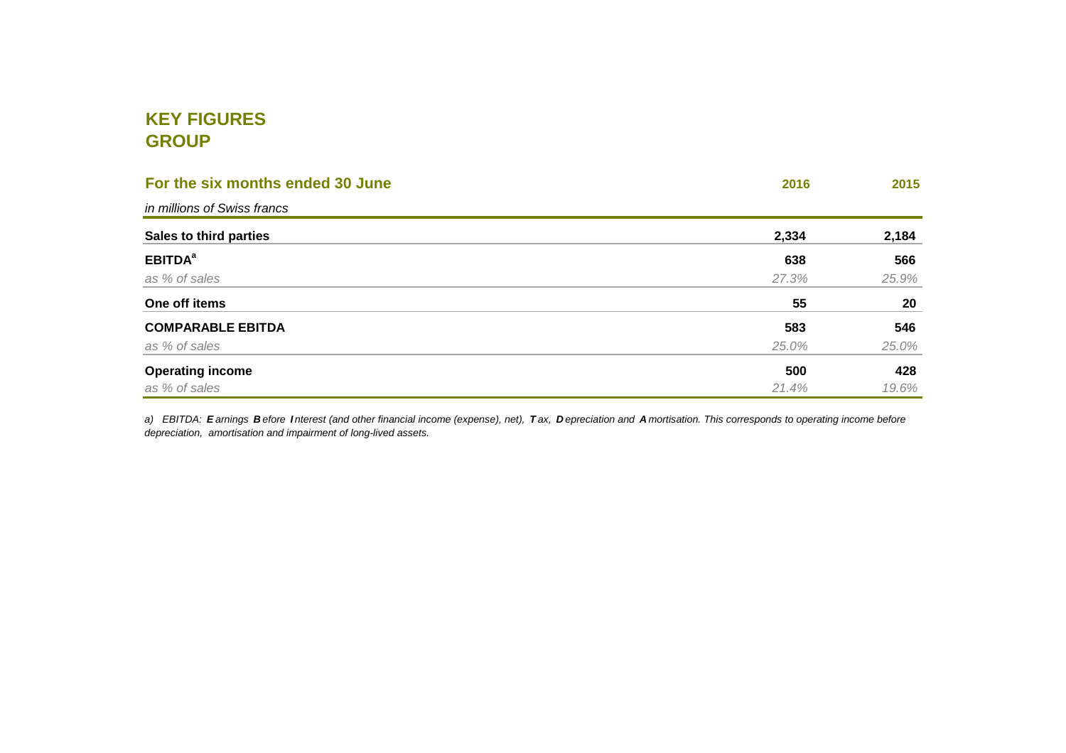# KEY FIGURES
# GROUP

| For the six months ended 30 June | 2016 | 2015 |
|---|---|---|
| *in millions of Swiss francs* | | |
| **Sales to third parties** | **2,334** | **2,184** |
| **EBITDA**[a] | **638** | **566** |
| *as % of sales* | *27.3%* | *25.9%* |
| **One off items** | **55** | **20** |
| **COMPARABLE EBITDA** | **583** | **546** |
| *as % of sales* | *25.0%* | *25.0%* |
| **Operating income** | **500** | **428** |
| *as % of sales* | *21.4%* | *19.6%* |

*a) EBITDA: **E**arnings **B**efore **I**nterest (and other financial income (expense), net), **T**ax, **D**epreciation and **A**mortisation. This corresponds to operating income before depreciation, amortisation and impairment of long-lived assets.*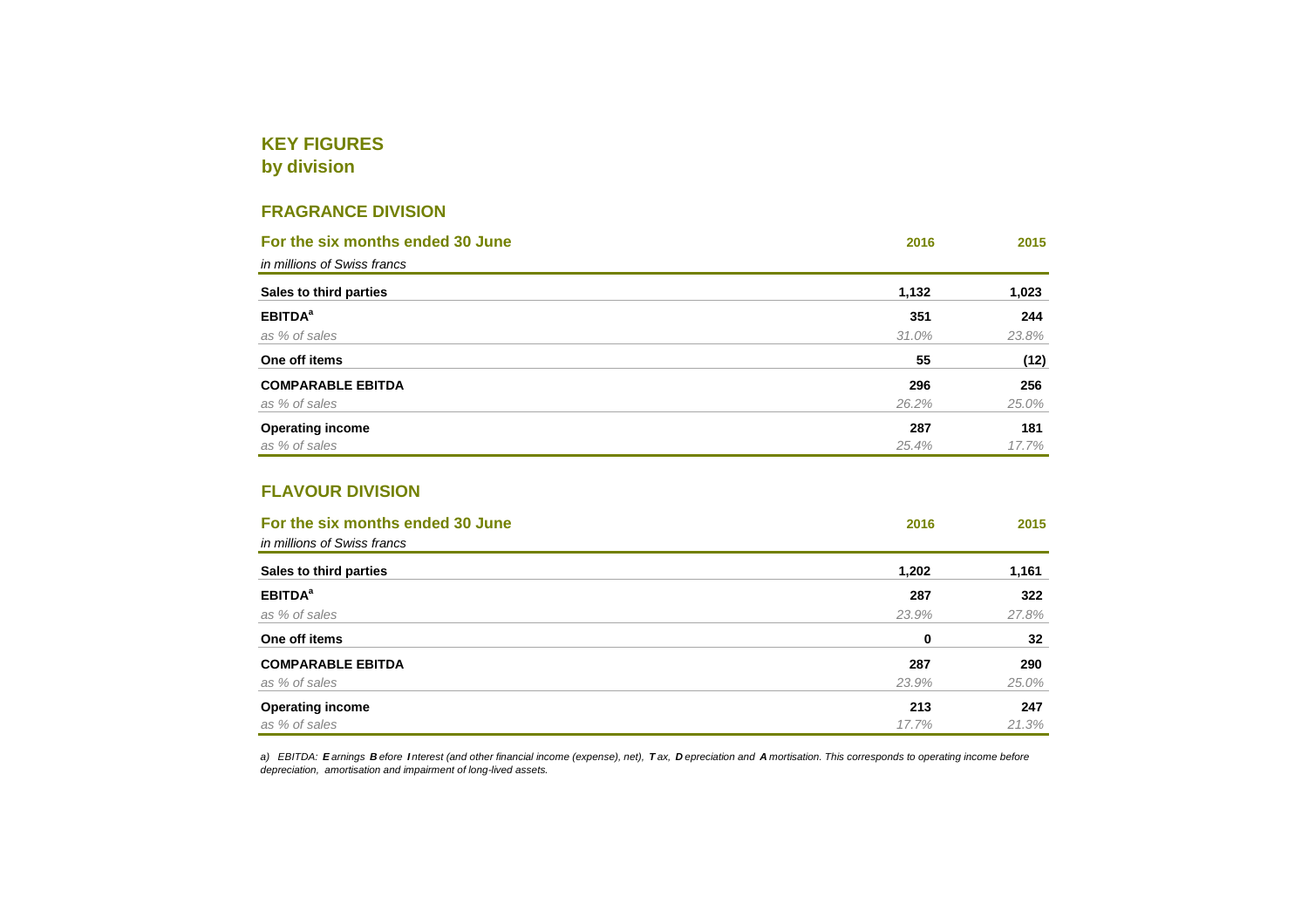# KEY FIGURES
## by division

### FRAGRANCE DIVISION

| For the six months ended 30 June<br>*in millions of Swiss francs* | 2016 | 2015 |
|---|---|---|
| **Sales to third parties** | **1,132** | **1,023** |
| **EBITDA[a]** | **351** | **244** |
| *as % of sales* | *31.0%* | *23.8%* |
| **One off items** | **55** | **(12)** |
| **COMPARABLE EBITDA** | **296** | **256** |
| *as % of sales* | *26.2%* | *25.0%* |
| **Operating income** | **287** | **181** |
| *as % of sales* | *25.4%* | *17.7%* |

### FLAVOUR DIVISION

| For the six months ended 30 June<br>*in millions of Swiss francs* | 2016 | 2015 |
|---|---|---|
| **Sales to third parties** | **1,202** | **1,161** |
| **EBITDA[a]** | **287** | **322** |
| *as % of sales* | *23.9%* | *27.8%* |
| **One off items** | **0** | **32** |
| **COMPARABLE EBITDA** | **287** | **290** |
| *as % of sales* | *23.9%* | *25.0%* |
| **Operating income** | **213** | **247** |
| *as % of sales* | *17.7%* | *21.3%* |

*a) EBITDA: **E**arnings **B**efore **I**nterest (and other financial income (expense), net), **T**ax, **D**epreciation and **A**mortisation. This corresponds to operating income before depreciation, amortisation and impairment of long-lived assets.*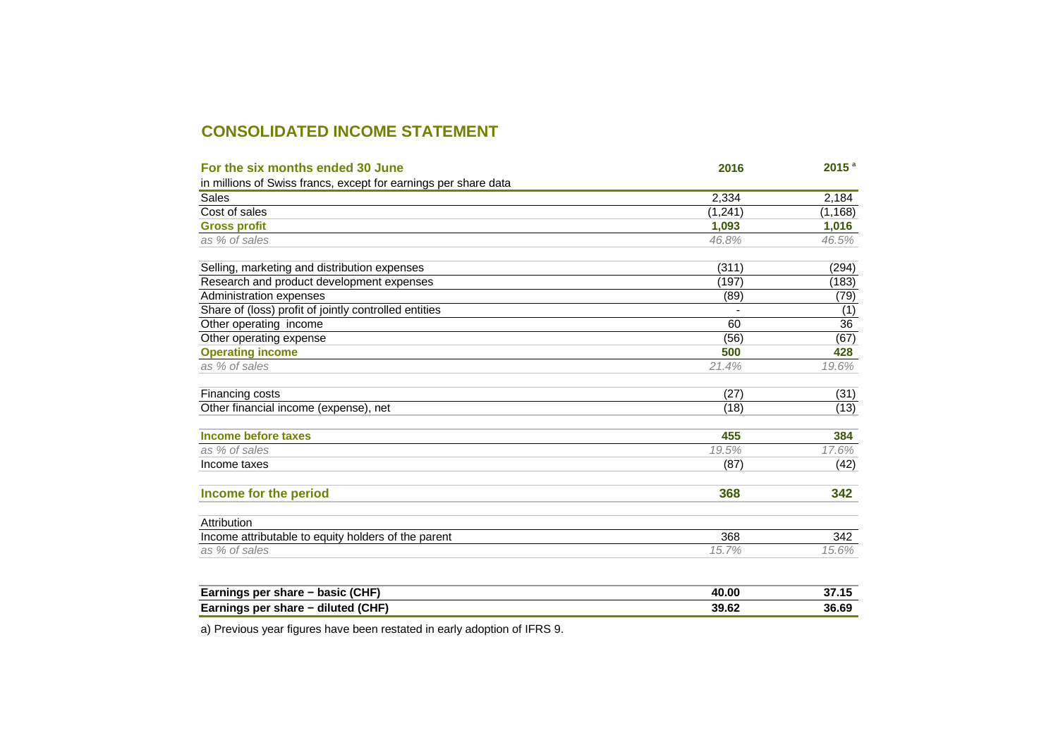## CONSOLIDATED INCOME STATEMENT

| For the six months ended 30 June<br>in millions of Swiss francs, except for earnings per share data | 2016 | 2015 [a] |
|---|---|---|
| Sales | 2,334 | 2,184 |
| Cost of sales | (1,241) | (1,168) |
| **Gross profit** | **1,093** | **1,016** |
| *as % of sales* | *46.8%* | *46.5%* |
| | | |
| Selling, marketing and distribution expenses | (311) | (294) |
| Research and product development expenses | (197) | (183) |
| Administration expenses | (89) | (79) |
| Share of (loss) profit of jointly controlled entities | - | (1) |
| Other operating income | 60 | 36 |
| Other operating expense | (56) | (67) |
| **Operating income** | **500** | **428** |
| *as % of sales* | *21.4%* | *19.6%* |
| | | |
| Financing costs | (27) | (31) |
| Other financial income (expense), net | (18) | (13) |
| | | |
| **Income before taxes** | **455** | **384** |
| *as % of sales* | *19.5%* | *17.6%* |
| Income taxes | (87) | (42) |
| | | |
| **Income for the period** | **368** | **342** |
| | | |
| Attribution | | |
| Income attributable to equity holders of the parent | 368 | 342 |
| *as % of sales* | *15.7%* | *15.6%* |
| | | |
| **Earnings per share − basic (CHF)** | **40.00** | **37.15** |
| **Earnings per share − diluted (CHF)** | **39.62** | **36.69** |

a) Previous year figures have been restated in early adoption of IFRS 9.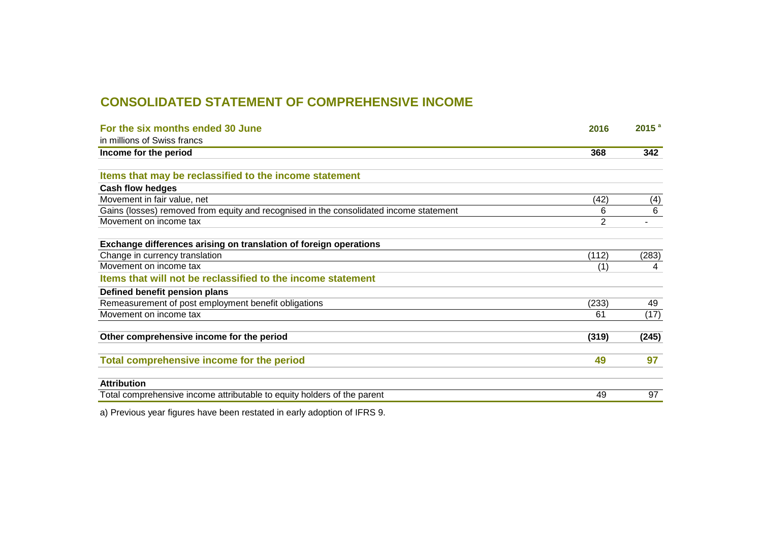# CONSOLIDATED STATEMENT OF COMPREHENSIVE INCOME

| For the six months ended 30 June<br>in millions of Swiss francs | 2016 | 2015 [a] |
|---|---|---|
| **Income for the period** | **368** | **342** |
| **Items that may be reclassified to the income statement** | | |
| **Cash flow hedges** | | |
| Movement in fair value, net | (42) | (4) |
| Gains (losses) removed from equity and recognised in the consolidated income statement | 6 | 6 |
| Movement on income tax | 2 | - |
| **Exchange differences arising on translation of foreign operations** | | |
| Change in currency translation | (112) | (283) |
| Movement on income tax | (1) | 4 |
| **Items that will not be reclassified to the income statement** | | |
| **Defined benefit pension plans** | | |
| Remeasurement of post employment benefit obligations | (233) | 49 |
| Movement on income tax | 61 | (17) |
| **Other comprehensive income for the period** | **(319)** | **(245)** |
| **Total comprehensive income for the period** | **49** | **97** |
| **Attribution** | | |
| Total comprehensive income attributable to equity holders of the parent | 49 | 97 |

a) Previous year figures have been restated in early adoption of IFRS 9.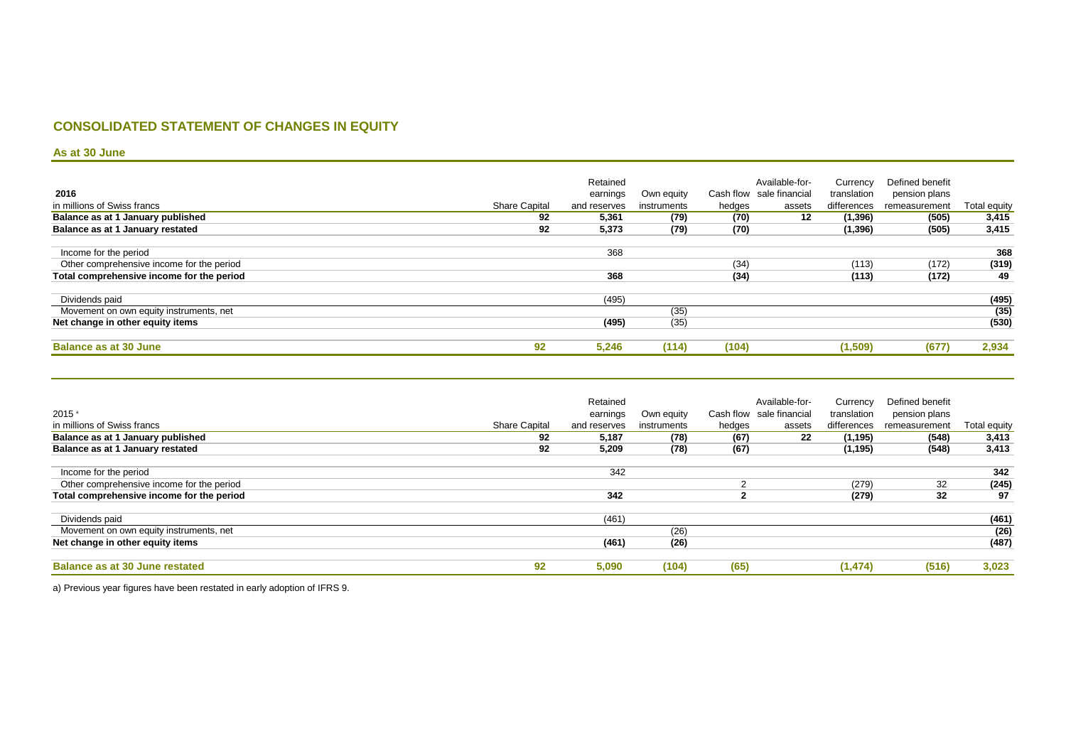## CONSOLIDATED STATEMENT OF CHANGES IN EQUITY

### As at 30 June

| 2016<br>in millions of Swiss francs | Share Capital | Retained earnings and reserves | Own equity instruments | Cash flow hedges | Available-for-sale financial assets | Currency translation differences | Defined benefit pension plans remeasurement | Total equity |
|---|---|---|---|---|---|---|---|---|
| **Balance as at 1 January published** | **92** | **5,361** | **(79)** | **(70)** | **12** | **(1,396)** | **(505)** | **3,415** |
| **Balance as at 1 January restated** | **92** | **5,373** | **(79)** | **(70)** | | **(1,396)** | **(505)** | **3,415** |
| Income for the period | | 368 | | | | | | **368** |
| Other comprehensive income for the period | | | | (34) | | (113) | (172) | **(319)** |
| **Total comprehensive income for the period** | | **368** | | **(34)** | | **(113)** | **(172)** | **49** |
| Dividends paid | | (495) | | | | | | **(495)** |
| Movement on own equity instruments, net | | | (35) | | | | | **(35)** |
| **Net change in other equity items** | | **(495)** | (35) | | | | | **(530)** |
| **Balance as at 30 June** | **92** | **5,246** | **(114)** | **(104)** | | **(1,509)** | **(677)** | **2,934** |

| 2015 [a]<br>in millions of Swiss francs | Share Capital | Retained earnings and reserves | Own equity instruments | Cash flow hedges | Available-for-sale financial assets | Currency translation differences | Defined benefit pension plans remeasurement | Total equity |
|---|---|---|---|---|---|---|---|---|
| **Balance as at 1 January published** | **92** | **5,187** | **(78)** | **(67)** | **22** | **(1,195)** | **(548)** | **3,413** |
| **Balance as at 1 January restated** | **92** | **5,209** | **(78)** | **(67)** | | **(1,195)** | **(548)** | **3,413** |
| Income for the period | | 342 | | | | | | **342** |
| Other comprehensive income for the period | | | | 2 | | (279) | 32 | **(245)** |
| **Total comprehensive income for the period** | | **342** | | **2** | | **(279)** | **32** | **97** |
| Dividends paid | | (461) | | | | | | **(461)** |
| Movement on own equity instruments, net | | | (26) | | | | | **(26)** |
| **Net change in other equity items** | | **(461)** | **(26)** | | | | | **(487)** |
| **Balance as at 30 June restated** | **92** | **5,090** | **(104)** | **(65)** | | **(1,474)** | **(516)** | **3,023** |

a) Previous year figures have been restated in early adoption of IFRS 9.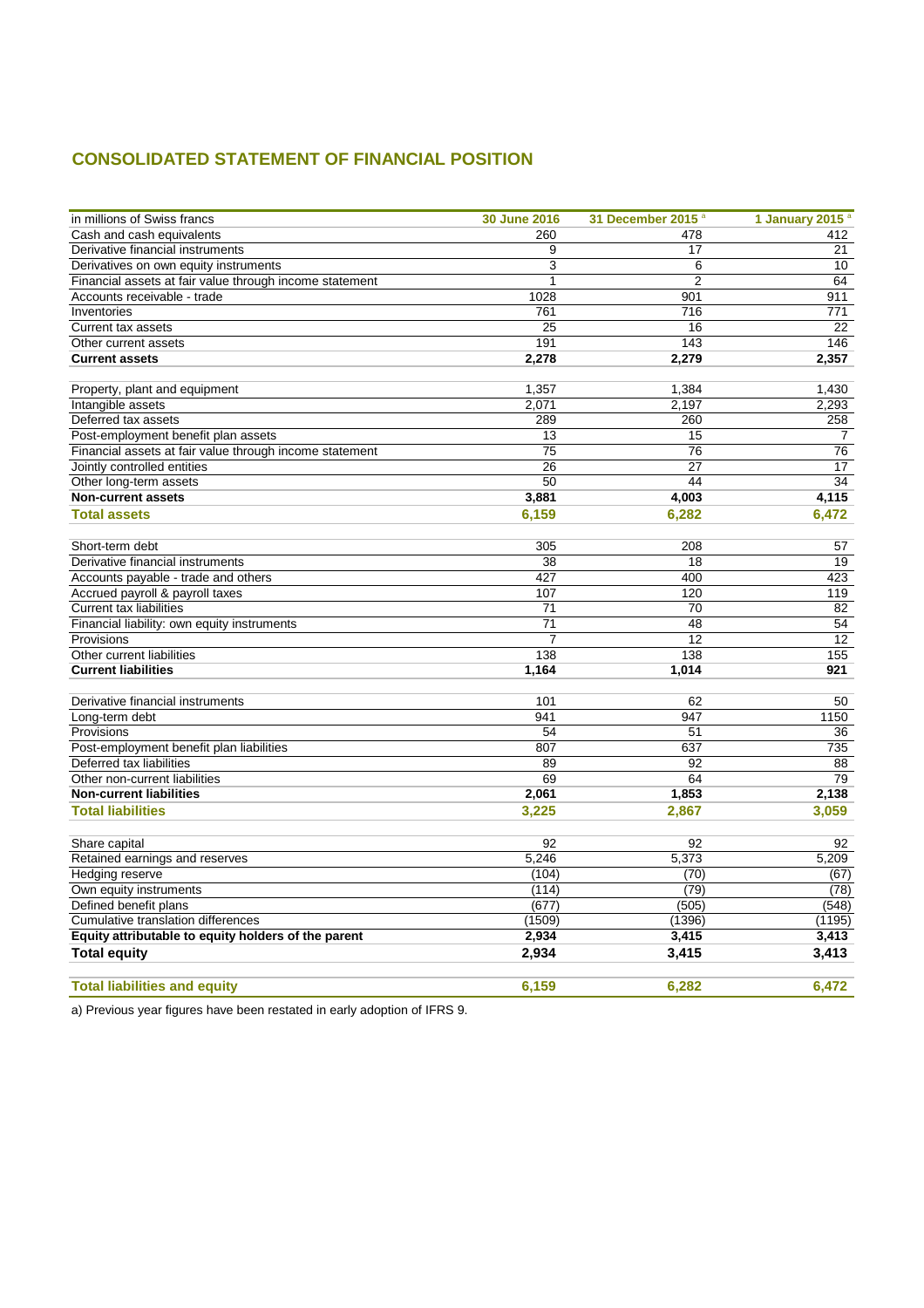## CONSOLIDATED STATEMENT OF FINANCIAL POSITION

| in millions of Swiss francs | 30 June 2016 | 31 December 2015 [a] | 1 January 2015 [a] |
|---|---|---|---|
| Cash and cash equivalents | 260 | 478 | 412 |
| Derivative financial instruments | 9 | 17 | 21 |
| Derivatives on own equity instruments | 3 | 6 | 10 |
| Financial assets at fair value through income statement | 1 | 2 | 64 |
| Accounts receivable - trade | 1028 | 901 | 911 |
| Inventories | 761 | 716 | 771 |
| Current tax assets | 25 | 16 | 22 |
| Other current assets | 191 | 143 | 146 |
| **Current assets** | **2,278** | **2,279** | **2,357** |
| | | | |
| Property, plant and equipment | 1,357 | 1,384 | 1,430 |
| Intangible assets | 2,071 | 2,197 | 2,293 |
| Deferred tax assets | 289 | 260 | 258 |
| Post-employment benefit plan assets | 13 | 15 | 7 |
| Financial assets at fair value through income statement | 75 | 76 | 76 |
| Jointly controlled entities | 26 | 27 | 17 |
| Other long-term assets | 50 | 44 | 34 |
| **Non-current assets** | **3,881** | **4,003** | **4,115** |
| **Total assets** | **6,159** | **6,282** | **6,472** |
| | | | |
| Short-term debt | 305 | 208 | 57 |
| Derivative financial instruments | 38 | 18 | 19 |
| Accounts payable - trade and others | 427 | 400 | 423 |
| Accrued payroll & payroll taxes | 107 | 120 | 119 |
| Current tax liabilities | 71 | 70 | 82 |
| Financial liability: own equity instruments | 71 | 48 | 54 |
| Provisions | 7 | 12 | 12 |
| Other current liabilities | 138 | 138 | 155 |
| **Current liabilities** | **1,164** | **1,014** | **921** |
| | | | |
| Derivative financial instruments | 101 | 62 | 50 |
| Long-term debt | 941 | 947 | 1150 |
| Provisions | 54 | 51 | 36 |
| Post-employment benefit plan liabilities | 807 | 637 | 735 |
| Deferred tax liabilities | 89 | 92 | 88 |
| Other non-current liabilities | 69 | 64 | 79 |
| **Non-current liabilities** | **2,061** | **1,853** | **2,138** |
| **Total liabilities** | **3,225** | **2,867** | **3,059** |
| | | | |
| Share capital | 92 | 92 | 92 |
| Retained earnings and reserves | 5,246 | 5,373 | 5,209 |
| Hedging reserve | (104) | (70) | (67) |
| Own equity instruments | (114) | (79) | (78) |
| Defined benefit plans | (677) | (505) | (548) |
| Cumulative translation differences | (1509) | (1396) | (1195) |
| **Equity attributable to equity holders of the parent** | **2,934** | **3,415** | **3,413** |
| **Total equity** | **2,934** | **3,415** | **3,413** |
| | | | |
| **Total liabilities and equity** | **6,159** | **6,282** | **6,472** |

a) Previous year figures have been restated in early adoption of IFRS 9.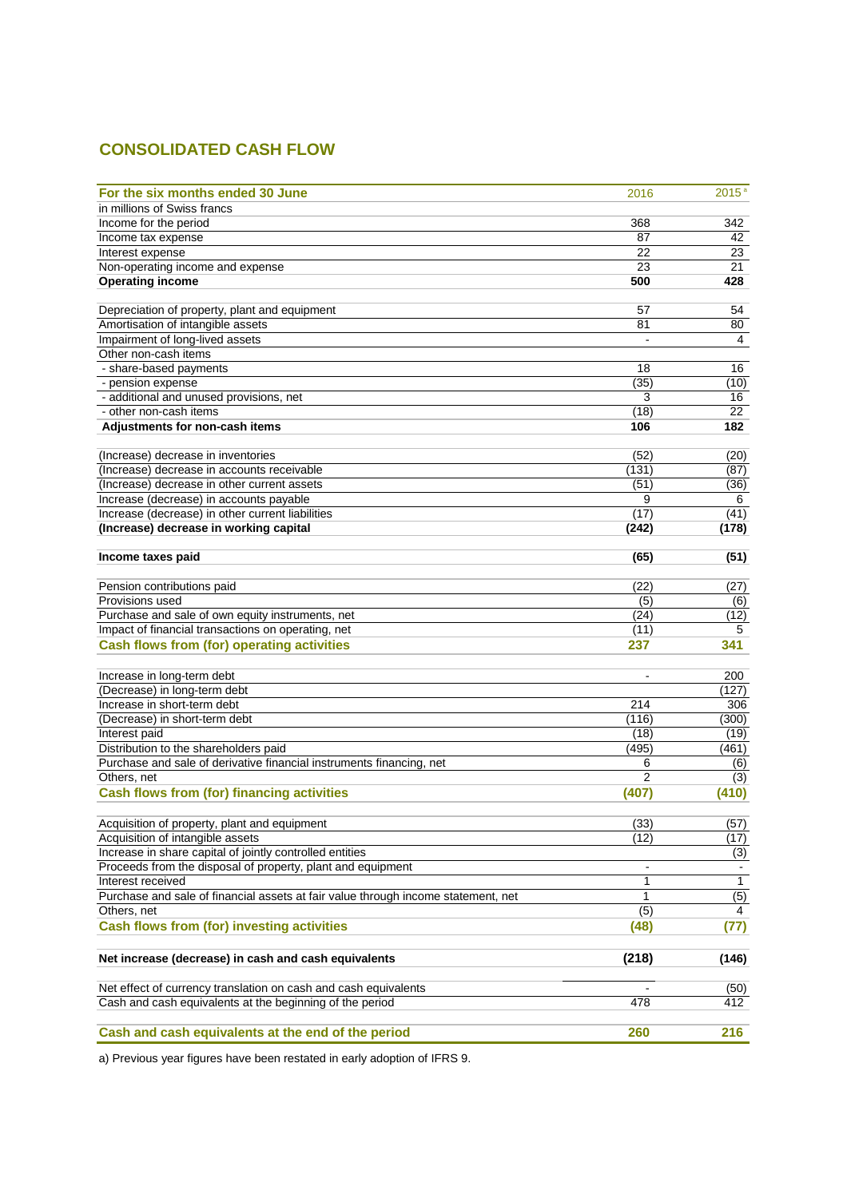## CONSOLIDATED CASH FLOW

| For the six months ended 30 June | 2016 | 2015[a] |
|---|---|---|
| in millions of Swiss francs | | |
| Income for the period | 368 | 342 |
| Income tax expense | 87 | 42 |
| Interest expense | 22 | 23 |
| Non-operating income and expense | 23 | 21 |
| **Operating income** | **500** | **428** |
| | | |
| Depreciation of property, plant and equipment | 57 | 54 |
| Amortisation of intangible assets | 81 | 80 |
| Impairment of long-lived assets | - | 4 |
| Other non-cash items | | |
| - share-based payments | 18 | 16 |
| - pension expense | (35) | (10) |
| - additional and unused provisions, net | 3 | 16 |
| - other non-cash items | (18) | 22 |
| **Adjustments for non-cash items** | **106** | **182** |
| | | |
| (Increase) decrease in inventories | (52) | (20) |
| (Increase) decrease in accounts receivable | (131) | (87) |
| (Increase) decrease in other current assets | (51) | (36) |
| Increase (decrease) in accounts payable | 9 | 6 |
| Increase (decrease) in other current liabilities | (17) | (41) |
| **(Increase) decrease in working capital** | **(242)** | **(178)** |
| | | |
| **Income taxes paid** | **(65)** | **(51)** |
| | | |
| Pension contributions paid | (22) | (27) |
| Provisions used | (5) | (6) |
| Purchase and sale of own equity instruments, net | (24) | (12) |
| Impact of financial transactions on operating, net | (11) | 5 |
| **Cash flows from (for) operating activities** | **237** | **341** |
| | | |
| Increase in long-term debt | - | 200 |
| (Decrease) in long-term debt | | (127) |
| Increase in short-term debt | 214 | 306 |
| (Decrease) in short-term debt | (116) | (300) |
| Interest paid | (18) | (19) |
| Distribution to the shareholders paid | (495) | (461) |
| Purchase and sale of derivative financial instruments financing, net | 6 | (6) |
| Others, net | 2 | (3) |
| **Cash flows from (for) financing activities** | **(407)** | **(410)** |
| | | |
| Acquisition of property, plant and equipment | (33) | (57) |
| Acquisition of intangible assets | (12) | (17) |
| Increase in share capital of jointly controlled entities | | (3) |
| Proceeds from the disposal of property, plant and equipment | - | - |
| Interest received | 1 | 1 |
| Purchase and sale of financial assets at fair value through income statement, net | 1 | (5) |
| Others, net | (5) | 4 |
| **Cash flows from (for) investing activities** | **(48)** | **(77)** |
| | | |
| **Net increase (decrease) in cash and cash equivalents** | **(218)** | **(146)** |
| | | |
| Net effect of currency translation on cash and cash equivalents | - | (50) |
| Cash and cash equivalents at the beginning of the period | 478 | 412 |
| | | |
| **Cash and cash equivalents at the end of the period** | **260** | **216** |

a) Previous year figures have been restated in early adoption of IFRS 9.